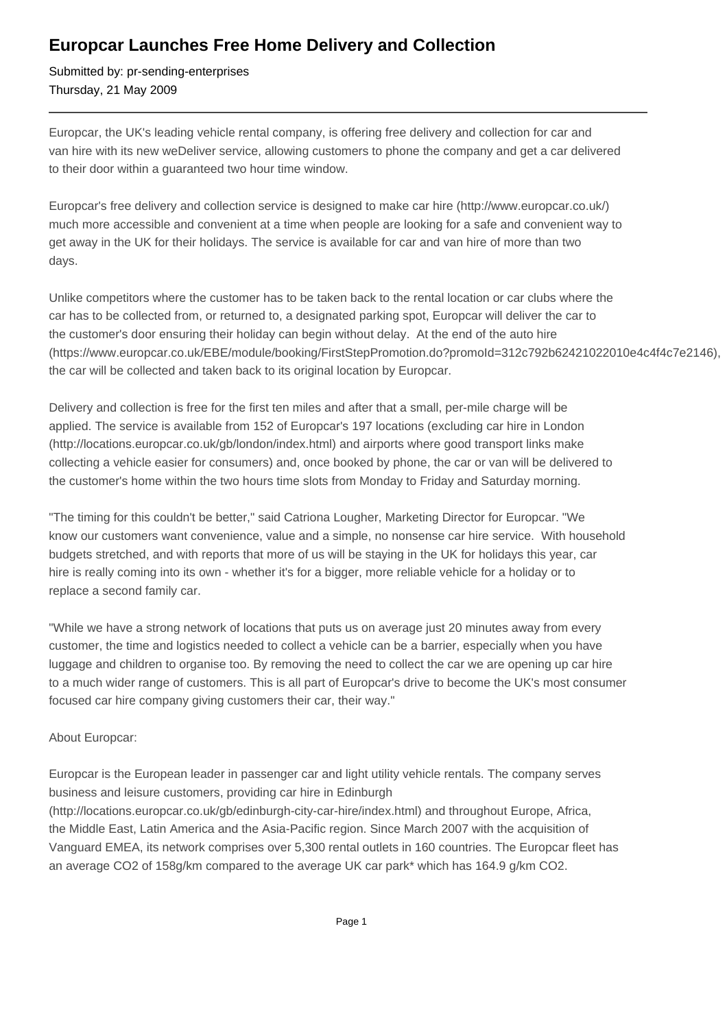# Europcar Launches Free Home Delivery and Collection

Submitted by: pr-sending-enterprises
Thursday, 21 May 2009

---

Europcar, the UK's leading vehicle rental company, is offering free delivery and collection for car and van hire with its new weDeliver service, allowing customers to phone the company and get a car delivered to their door within a guaranteed two hour time window.

Europcar's free delivery and collection service is designed to make car hire (http://www.europcar.co.uk/) much more accessible and convenient at a time when people are looking for a safe and convenient way to get away in the UK for their holidays. The service is available for car and van hire of more than two days.

Unlike competitors where the customer has to be taken back to the rental location or car clubs where the car has to be collected from, or returned to, a designated parking spot, Europcar will deliver the car to the customer's door ensuring their holiday can begin without delay. At the end of the auto hire (https://www.europcar.co.uk/EBE/module/booking/FirstStepPromotion.do?promoId=312c792b62421022010e4c4f4c7e2146), the car will be collected and taken back to its original location by Europcar.

Delivery and collection is free for the first ten miles and after that a small, per-mile charge will be applied. The service is available from 152 of Europcar's 197 locations (excluding car hire in London (http://locations.europcar.co.uk/gb/london/index.html) and airports where good transport links make collecting a vehicle easier for consumers) and, once booked by phone, the car or van will be delivered to the customer's home within the two hours time slots from Monday to Friday and Saturday morning.

"The timing for this couldn't be better," said Catriona Lougher, Marketing Director for Europcar. "We know our customers want convenience, value and a simple, no nonsense car hire service. With household budgets stretched, and with reports that more of us will be staying in the UK for holidays this year, car hire is really coming into its own - whether it's for a bigger, more reliable vehicle for a holiday or to replace a second family car.

"While we have a strong network of locations that puts us on average just 20 minutes away from every customer, the time and logistics needed to collect a vehicle can be a barrier, especially when you have luggage and children to organise too. By removing the need to collect the car we are opening up car hire to a much wider range of customers. This is all part of Europcar's drive to become the UK's most consumer focused car hire company giving customers their car, their way."

About Europcar:

Europcar is the European leader in passenger car and light utility vehicle rentals. The company serves business and leisure customers, providing car hire in Edinburgh (http://locations.europcar.co.uk/gb/edinburgh-city-car-hire/index.html) and throughout Europe, Africa, the Middle East, Latin America and the Asia-Pacific region. Since March 2007 with the acquisition of Vanguard EMEA, its network comprises over 5,300 rental outlets in 160 countries. The Europcar fleet has an average $CO_2$ of 158g/km compared to the average UK car park* which has 164.9 g/km $CO_2$.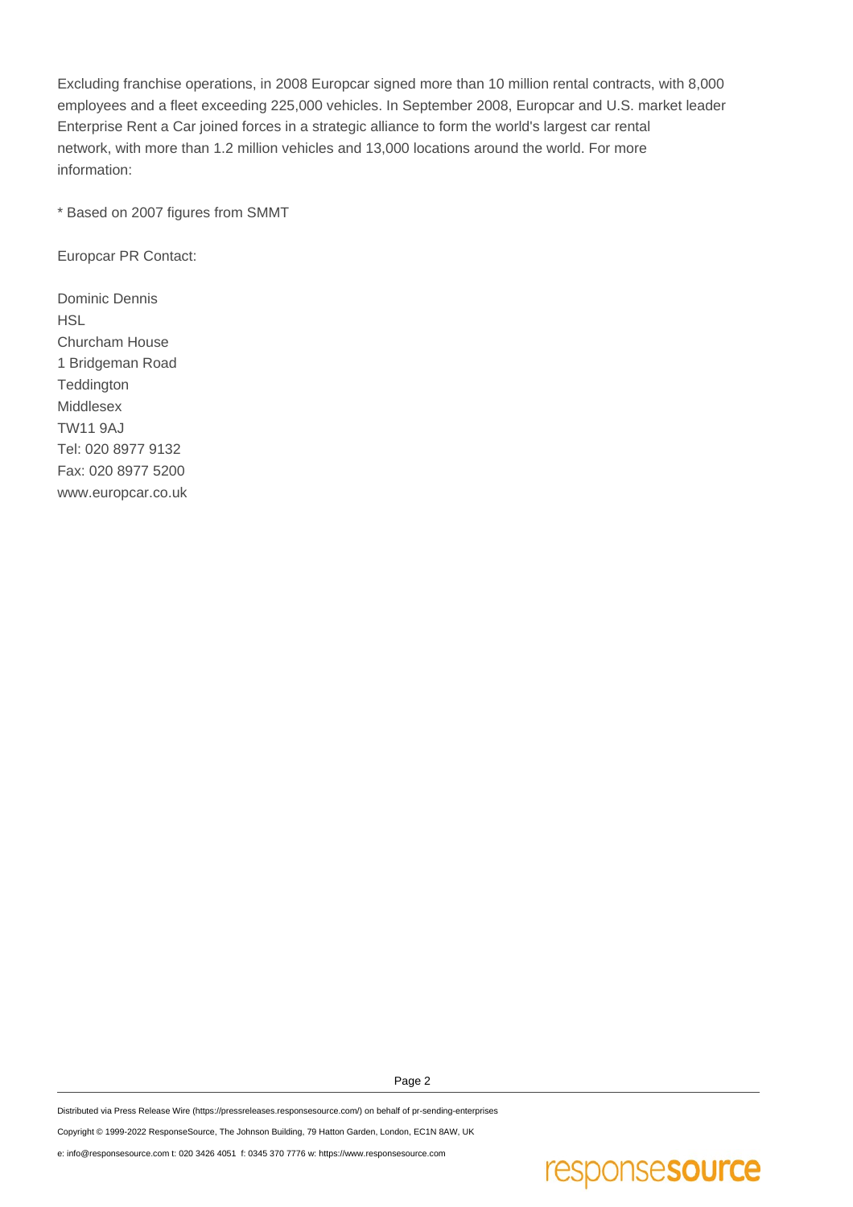Excluding franchise operations, in 2008 Europcar signed more than 10 million rental contracts, with 8,000 employees and a fleet exceeding 225,000 vehicles. In September 2008, Europcar and U.S. market leader Enterprise Rent a Car joined forces in a strategic alliance to form the world's largest car rental network, with more than 1.2 million vehicles and 13,000 locations around the world. For more information:

* Based on 2007 figures from SMMT

Europcar PR Contact:

Dominic Dennis
HSL
Churcham House
1 Bridgeman Road
Teddington
Middlesex
TW11 9AJ
Tel: 020 8977 9132
Fax: 020 8977 5200
www.europcar.co.uk